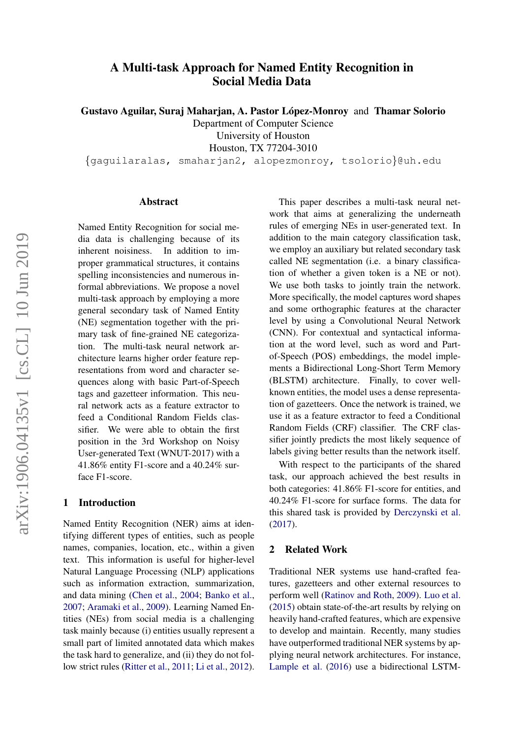# A Multi-task Approach for Named Entity Recognition in Social Media Data

**Gustavo Aguilar, Suraj Maharjan, A. Pastor López-Monroy** and **Thamar Solorio**

Department of Computer Science
University of Houston
Houston, TX 77204-3010
{gaguilaralas, smaharjan2, alopezmonroy, tsolorio}@uh.edu

## Abstract

Named Entity Recognition for social media data is challenging because of its inherent noisiness. In addition to improper grammatical structures, it contains spelling inconsistencies and numerous informal abbreviations. We propose a novel multi-task approach by employing a more general secondary task of Named Entity (NE) segmentation together with the primary task of fine-grained NE categorization. The multi-task neural network architecture learns higher order feature representations from word and character sequences along with basic Part-of-Speech tags and gazetteer information. This neural network acts as a feature extractor to feed a Conditional Random Fields classifier. We were able to obtain the first position in the 3rd Workshop on Noisy User-generated Text (WNUT-2017) with a 41.86% entity F1-score and a 40.24% surface F1-score.

## 1 Introduction

Named Entity Recognition (NER) aims at identifying different types of entities, such as people names, companies, location, etc., within a given text. This information is useful for higher-level Natural Language Processing (NLP) applications such as information extraction, summarization, and data mining (Chen et al., 2004; Banko et al., 2007; Aramaki et al., 2009). Learning Named Entities (NEs) from social media is a challenging task mainly because (i) entities usually represent a small part of limited annotated data which makes the task hard to generalize, and (ii) they do not follow strict rules (Ritter et al., 2011; Li et al., 2012).

This paper describes a multi-task neural network that aims at generalizing the underneath rules of emerging NEs in user-generated text. In addition to the main category classification task, we employ an auxiliary but related secondary task called NE segmentation (i.e. a binary classification of whether a given token is a NE or not). We use both tasks to jointly train the network. More specifically, the model captures word shapes and some orthographic features at the character level by using a Convolutional Neural Network (CNN). For contextual and syntactical information at the word level, such as word and Part-of-Speech (POS) embeddings, the model implements a Bidirectional Long-Short Term Memory (BLSTM) architecture. Finally, to cover well-known entities, the model uses a dense representation of gazetteers. Once the network is trained, we use it as a feature extractor to feed a Conditional Random Fields (CRF) classifier. The CRF classifier jointly predicts the most likely sequence of labels giving better results than the network itself.

With respect to the participants of the shared task, our approach achieved the best results in both categories: 41.86% F1-score for entities, and 40.24% F1-score for surface forms. The data for this shared task is provided by Derczynski et al. (2017).

## 2 Related Work

Traditional NER systems use hand-crafted features, gazetteers and other external resources to perform well (Ratinov and Roth, 2009). Luo et al. (2015) obtain state-of-the-art results by relying on heavily hand-crafted features, which are expensive to develop and maintain. Recently, many studies have outperformed traditional NER systems by applying neural network architectures. For instance, Lample et al. (2016) use a bidirectional LSTM-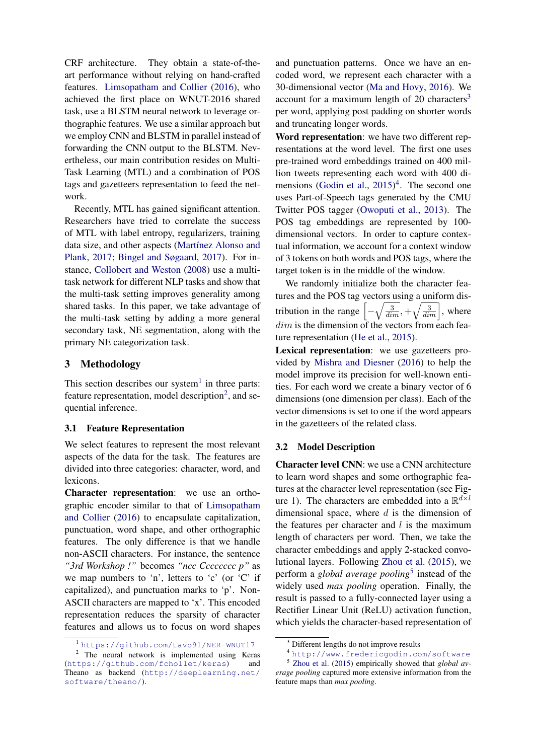CRF architecture. They obtain a state-of-the-art performance without relying on hand-crafted features. Limsopatham and Collier (2016), who achieved the first place on WNUT-2016 shared task, use a BLSTM neural network to leverage orthographic features. We use a similar approach but we employ CNN and BLSTM in parallel instead of forwarding the CNN output to the BLSTM. Nevertheless, our main contribution resides on Multi-Task Learning (MTL) and a combination of POS tags and gazetteers representation to feed the network.

Recently, MTL has gained significant attention. Researchers have tried to correlate the success of MTL with label entropy, regularizers, training data size, and other aspects (Martínez Alonso and Plank, 2017; Bingel and Søgaard, 2017). For instance, Collobert and Weston (2008) use a multi-task network for different NLP tasks and show that the multi-task setting improves generality among shared tasks. In this paper, we take advantage of the multi-task setting by adding a more general secondary task, NE segmentation, along with the primary NE categorization task.

## 3 Methodology

This section describes our system[1] in three parts: feature representation, model description[2], and sequential inference.

### 3.1 Feature Representation

We select features to represent the most relevant aspects of the data for the task. The features are divided into three categories: character, word, and lexicons.

**Character representation**: we use an orthographic encoder similar to that of Limsopatham and Collier (2016) to encapsulate capitalization, punctuation, word shape, and other orthographic features. The only difference is that we handle non-ASCII characters. For instance, the sentence *"3rd Workshop !"* becomes *"ncc Cccccccc p"* as we map numbers to 'n', letters to 'c' (or 'C' if capitalized), and punctuation marks to 'p'. Non-ASCII characters are mapped to 'x'. This encoded representation reduces the sparsity of character features and allows us to focus on word shapes and punctuation patterns. Once we have an encoded word, we represent each character with a 30-dimensional vector (Ma and Hovy, 2016). We account for a maximum length of 20 characters[3] per word, applying post padding on shorter words and truncating longer words.

**Word representation**: we have two different representations at the word level. The first one uses pre-trained word embeddings trained on 400 million tweets representing each word with 400 dimensions (Godin et al., 2015)[4]. The second one uses Part-of-Speech tags generated by the CMU Twitter POS tagger (Owoputi et al., 2013). The POS tag embeddings are represented by 100-dimensional vectors. In order to capture contextual information, we account for a context window of 3 tokens on both words and POS tags, where the target token is in the middle of the window.

We randomly initialize both the character features and the POS tag vectors using a uniform distribution in the range $\left[-\sqrt{\frac{3}{dim}}, +\sqrt{\frac{3}{dim}}\right]$, where $dim$ is the dimension of the vectors from each feature representation (He et al., 2015).

**Lexical representation**: we use gazetteers provided by Mishra and Diesner (2016) to help the model improve its precision for well-known entities. For each word we create a binary vector of 6 dimensions (one dimension per class). Each of the vector dimensions is set to one if the word appears in the gazetteers of the related class.

### 3.2 Model Description

**Character level CNN**: we use a CNN architecture to learn word shapes and some orthographic features at the character level representation (see Figure 1). The characters are embedded into a $\mathbb{R}^{d \times l}$ dimensional space, where $d$ is the dimension of the features per character and $l$ is the maximum length of characters per word. Then, we take the character embeddings and apply 2-stacked convolutional layers. Following Zhou et al. (2015), we perform a *global average pooling*[5] instead of the widely used *max pooling* operation. Finally, the result is passed to a fully-connected layer using a Rectifier Linear Unit (ReLU) activation function, which yields the character-based representation of

---

[1] https://github.com/tavo91/NER-WNUT17

[2] The neural network is implemented using Keras (https://github.com/fchollet/keras) and Theano as backend (http://deeplearning.net/software/theano/).

[3] Different lengths do not improve results

[4] http://www.fredericgodin.com/software

[5] Zhou et al. (2015) empirically showed that *global average pooling* captured more extensive information from the feature maps than *max pooling*.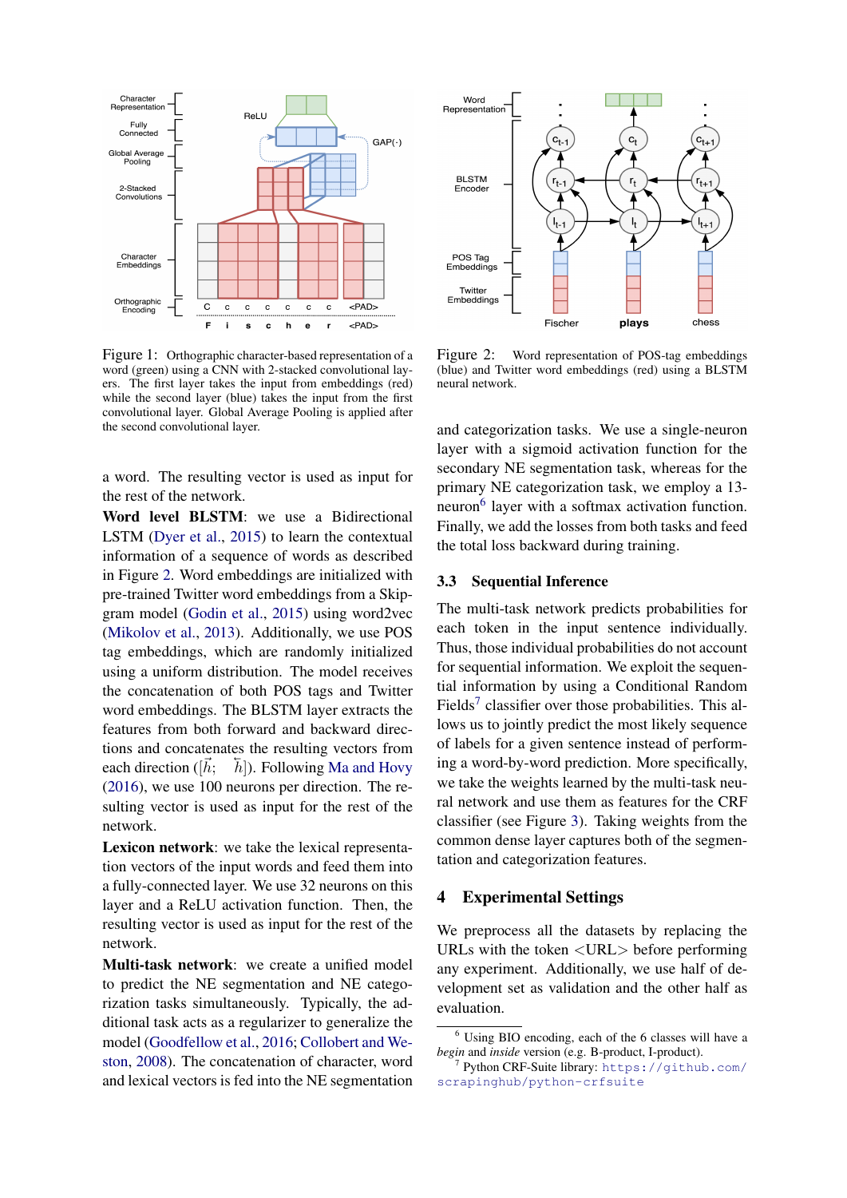Figure 1: Orthographic character-based representation of a word (green) using a CNN with 2-stacked convolutional layers. The first layer takes the input from embeddings (red) while the second layer (blue) takes the input from the first convolutional layer. Global Average Pooling is applied after the second convolutional layer.

Figure 2: Word representation of POS-tag embeddings (blue) and Twitter word embeddings (red) using a BLSTM neural network.

a word. The resulting vector is used as input for the rest of the network.

**Word level BLSTM**: we use a Bidirectional LSTM (Dyer et al., 2015) to learn the contextual information of a sequence of words as described in Figure 2. Word embeddings are initialized with pre-trained Twitter word embeddings from a Skip-gram model (Godin et al., 2015) using word2vec (Mikolov et al., 2013). Additionally, we use POS tag embeddings, which are randomly initialized using a uniform distribution. The model receives the concatenation of both POS tags and Twitter word embeddings. The BLSTM layer extracts the features from both forward and backward directions and concatenates the resulting vectors from each direction ($[\vec{h}; \overleftarrow{h}]$). Following Ma and Hovy (2016), we use 100 neurons per direction. The resulting vector is used as input for the rest of the network.

**Lexicon network**: we take the lexical representation vectors of the input words and feed them into a fully-connected layer. We use 32 neurons on this layer and a ReLU activation function. Then, the resulting vector is used as input for the rest of the network.

**Multi-task network**: we create a unified model to predict the NE segmentation and NE categorization tasks simultaneously. Typically, the additional task acts as a regularizer to generalize the model (Goodfellow et al., 2016; Collobert and Weston, 2008). The concatenation of character, word and lexical vectors is fed into the NE segmentation and categorization tasks. We use a single-neuron layer with a sigmoid activation function for the secondary NE segmentation task, whereas for the primary NE categorization task, we employ a 13-neuron[6] layer with a softmax activation function. Finally, we add the losses from both tasks and feed the total loss backward during training.

### 3.3 Sequential Inference

The multi-task network predicts probabilities for each token in the input sentence individually. Thus, those individual probabilities do not account for sequential information. We exploit the sequential information by using a Conditional Random Fields[7] classifier over those probabilities. This allows us to jointly predict the most likely sequence of labels for a given sentence instead of performing a word-by-word prediction. More specifically, we take the weights learned by the multi-task neural network and use them as features for the CRF classifier (see Figure 3). Taking weights from the common dense layer captures both of the segmentation and categorization features.

## 4 Experimental Settings

We preprocess all the datasets by replacing the URLs with the token <URL> before performing any experiment. Additionally, we use half of development set as validation and the other half as evaluation.

[6] Using BIO encoding, each of the 6 classes will have a *begin* and *inside* version (e.g. B-product, I-product).

[7] Python CRF-Suite library: https://github.com/scrapinghub/python-crfsuite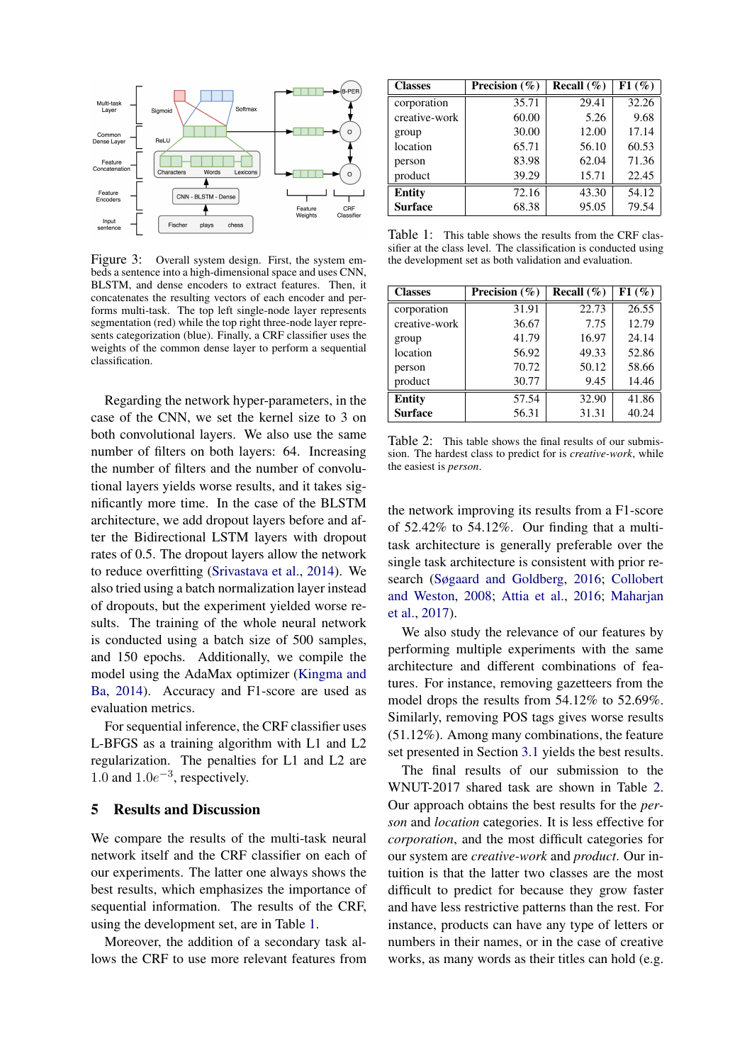Figure 3: Overall system design. First, the system embeds a sentence into a high-dimensional space and uses CNN, BLSTM, and dense encoders to extract features. Then, it concatenates the resulting vectors of each encoder and performs multi-task. The top left single-node layer represents segmentation (red) while the top right three-node layer represents categorization (blue). Finally, a CRF classifier uses the weights of the common dense layer to perform a sequential classification.

Regarding the network hyper-parameters, in the case of the CNN, we set the kernel size to 3 on both convolutional layers. We also use the same number of filters on both layers: 64. Increasing the number of filters and the number of convolutional layers yields worse results, and it takes significantly more time. In the case of the BLSTM architecture, we add dropout layers before and after the Bidirectional LSTM layers with dropout rates of 0.5. The dropout layers allow the network to reduce overfitting (Srivastava et al., 2014). We also tried using a batch normalization layer instead of dropouts, but the experiment yielded worse results. The training of the whole neural network is conducted using a batch size of 500 samples, and 150 epochs. Additionally, we compile the model using the AdaMax optimizer (Kingma and Ba, 2014). Accuracy and F1-score are used as evaluation metrics.

For sequential inference, the CRF classifier uses L-BFGS as a training algorithm with L1 and L2 regularization. The penalties for L1 and L2 are $1.0$ and $1.0e^{-3}$, respectively.

## 5 Results and Discussion

We compare the results of the multi-task neural network itself and the CRF classifier on each of our experiments. The latter one always shows the best results, which emphasizes the importance of sequential information. The results of the CRF, using the development set, are in Table 1.

Moreover, the addition of a secondary task allows the CRF to use more relevant features from the network improving its results from a F1-score of 52.42% to 54.12%. Our finding that a multi-task architecture is generally preferable over the single task architecture is consistent with prior research (Søgaard and Goldberg, 2016; Collobert and Weston, 2008; Attia et al., 2016; Maharjan et al., 2017).

| Classes | Precision (%) | Recall (%) | F1 (%) |
|---|---|---|---|
| corporation | 35.71 | 29.41 | 32.26 |
| creative-work | 60.00 | 5.26 | 9.68 |
| group | 30.00 | 12.00 | 17.14 |
| location | 65.71 | 56.10 | 60.53 |
| person | 83.98 | 62.04 | 71.36 |
| product | 39.29 | 15.71 | 22.45 |
| **Entity** | 72.16 | 43.30 | 54.12 |
| **Surface** | 68.38 | 95.05 | 79.54 |

Table 1: This table shows the results from the CRF classifier at the class level. The classification is conducted using the development set as both validation and evaluation.

| Classes | Precision (%) | Recall (%) | F1 (%) |
|---|---|---|---|
| corporation | 31.91 | 22.73 | 26.55 |
| creative-work | 36.67 | 7.75 | 12.79 |
| group | 41.79 | 16.97 | 24.14 |
| location | 56.92 | 49.33 | 52.86 |
| person | 70.72 | 50.12 | 58.66 |
| product | 30.77 | 9.45 | 14.46 |
| **Entity** | 57.54 | 32.90 | 41.86 |
| **Surface** | 56.31 | 31.31 | 40.24 |

Table 2: This table shows the final results of our submission. The hardest class to predict for is *creative-work*, while the easiest is *person*.

We also study the relevance of our features by performing multiple experiments with the same architecture and different combinations of features. For instance, removing gazetteers from the model drops the results from 54.12% to 52.69%. Similarly, removing POS tags gives worse results (51.12%). Among many combinations, the feature set presented in Section 3.1 yields the best results.

The final results of our submission to the WNUT-2017 shared task are shown in Table 2. Our approach obtains the best results for the *person* and *location* categories. It is less effective for *corporation*, and the most difficult categories for our system are *creative-work* and *product*. Our intuition is that the latter two classes are the most difficult to predict for because they grow faster and have less restrictive patterns than the rest. For instance, products can have any type of letters or numbers in their names, or in the case of creative works, as many words as their titles can hold (e.g.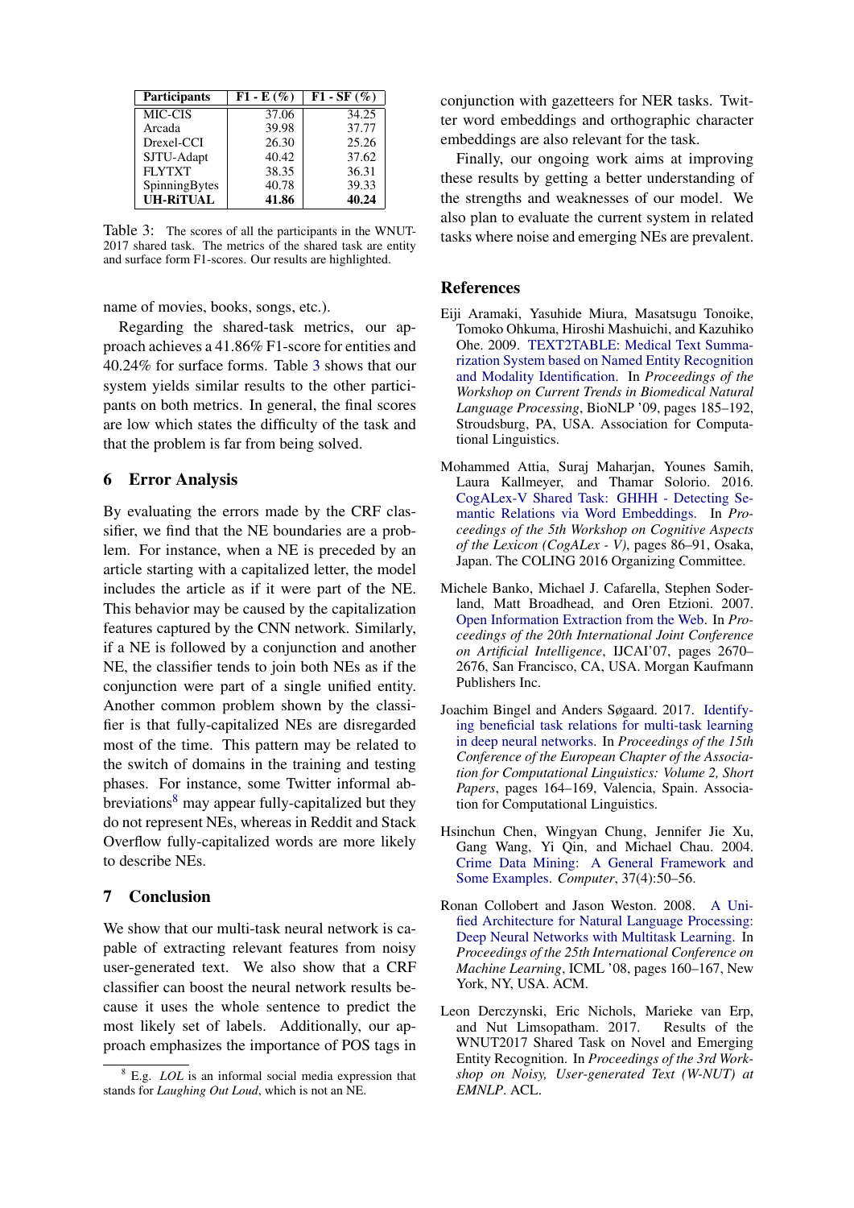| Participants | F1 - E (%) | F1 - SF (%) |
|---|---|---|
| MIC-CIS | 37.06 | 34.25 |
| Arcada | 39.98 | 37.77 |
| Drexel-CCI | 26.30 | 25.26 |
| SJTU-Adapt | 40.42 | 37.62 |
| FLYTXT | 38.35 | 36.31 |
| SpinningBytes | 40.78 | 39.33 |
| **UH-RiTUAL** | **41.86** | **40.24** |

Table 3: The scores of all the participants in the WNUT-2017 shared task. The metrics of the shared task are entity and surface form F1-scores. Our results are highlighted.

name of movies, books, songs, etc.).

Regarding the shared-task metrics, our approach achieves a 41.86% F1-score for entities and 40.24% for surface forms. Table 3 shows that our system yields similar results to the other participants on both metrics. In general, the final scores are low which states the difficulty of the task and that the problem is far from being solved.

## 6 Error Analysis

By evaluating the errors made by the CRF classifier, we find that the NE boundaries are a problem. For instance, when a NE is preceded by an article starting with a capitalized letter, the model includes the article as if it were part of the NE. This behavior may be caused by the capitalization features captured by the CNN network. Similarly, if a NE is followed by a conjunction and another NE, the classifier tends to join both NEs as if the conjunction were part of a single unified entity. Another common problem shown by the classifier is that fully-capitalized NEs are disregarded most of the time. This pattern may be related to the switch of domains in the training and testing phases. For instance, some Twitter informal abbreviations[8] may appear fully-capitalized but they do not represent NEs, whereas in Reddit and Stack Overflow fully-capitalized words are more likely to describe NEs.

## 7 Conclusion

We show that our multi-task neural network is capable of extracting relevant features from noisy user-generated text. We also show that a CRF classifier can boost the neural network results because it uses the whole sentence to predict the most likely set of labels. Additionally, our approach emphasizes the importance of POS tags in conjunction with gazetteers for NER tasks. Twitter word embeddings and orthographic character embeddings are also relevant for the task.

Finally, our ongoing work aims at improving these results by getting a better understanding of the strengths and weaknesses of our model. We also plan to evaluate the current system in related tasks where noise and emerging NEs are prevalent.

[8] E.g. *LOL* is an informal social media expression that stands for *Laughing Out Loud*, which is not an NE.

## References

Eiji Aramaki, Yasuhide Miura, Masatsugu Tonoike, Tomoko Ohkuma, Hiroshi Mashuichi, and Kazuhiko Ohe. 2009. TEXT2TABLE: Medical Text Summarization System based on Named Entity Recognition and Modality Identification. In *Proceedings of the Workshop on Current Trends in Biomedical Natural Language Processing*, BioNLP '09, pages 185–192, Stroudsburg, PA, USA. Association for Computational Linguistics.

Mohammed Attia, Suraj Maharjan, Younes Samih, Laura Kallmeyer, and Thamar Solorio. 2016. CogALex-V Shared Task: GHHH - Detecting Semantic Relations via Word Embeddings. In *Proceedings of the 5th Workshop on Cognitive Aspects of the Lexicon (CogALex - V)*, pages 86–91, Osaka, Japan. The COLING 2016 Organizing Committee.

Michele Banko, Michael J. Cafarella, Stephen Soderland, Matt Broadhead, and Oren Etzioni. 2007. Open Information Extraction from the Web. In *Proceedings of the 20th International Joint Conference on Artificial Intelligence*, IJCAI'07, pages 2670–2676, San Francisco, CA, USA. Morgan Kaufmann Publishers Inc.

Joachim Bingel and Anders Søgaard. 2017. Identifying beneficial task relations for multi-task learning in deep neural networks. In *Proceedings of the 15th Conference of the European Chapter of the Association for Computational Linguistics: Volume 2, Short Papers*, pages 164–169, Valencia, Spain. Association for Computational Linguistics.

Hsinchun Chen, Wingyan Chung, Jennifer Jie Xu, Gang Wang, Yi Qin, and Michael Chau. 2004. Crime Data Mining: A General Framework and Some Examples. *Computer*, 37(4):50–56.

Ronan Collobert and Jason Weston. 2008. A Unified Architecture for Natural Language Processing: Deep Neural Networks with Multitask Learning. In *Proceedings of the 25th International Conference on Machine Learning*, ICML '08, pages 160–167, New York, NY, USA. ACM.

Leon Derczynski, Eric Nichols, Marieke van Erp, and Nut Limsopatham. 2017. Results of the WNUT2017 Shared Task on Novel and Emerging Entity Recognition. In *Proceedings of the 3rd Workshop on Noisy, User-generated Text (W-NUT) at EMNLP*. ACL.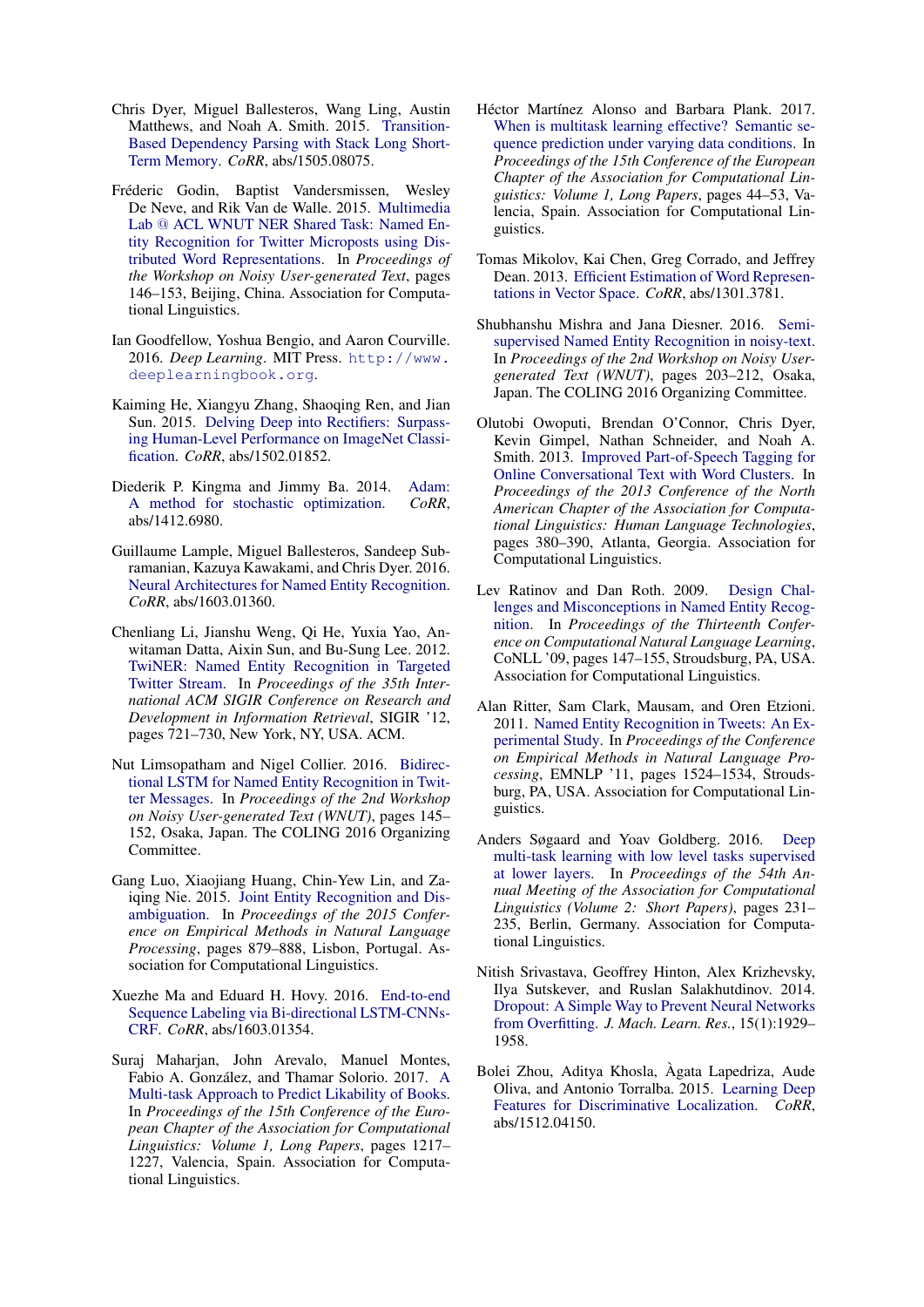Chris Dyer, Miguel Ballesteros, Wang Ling, Austin Matthews, and Noah A. Smith. 2015. Transition-Based Dependency Parsing with Stack Long Short-Term Memory. *CoRR*, abs/1505.08075.

Fréderic Godin, Baptist Vandersmissen, Wesley De Neve, and Rik Van de Walle. 2015. Multimedia Lab @ ACL WNUT NER Shared Task: Named Entity Recognition for Twitter Microposts using Distributed Word Representations. In *Proceedings of the Workshop on Noisy User-generated Text*, pages 146–153, Beijing, China. Association for Computational Linguistics.

Ian Goodfellow, Yoshua Bengio, and Aaron Courville. 2016. *Deep Learning*. MIT Press. http://www.deeplearningbook.org.

Kaiming He, Xiangyu Zhang, Shaoqing Ren, and Jian Sun. 2015. Delving Deep into Rectifiers: Surpassing Human-Level Performance on ImageNet Classification. *CoRR*, abs/1502.01852.

Diederik P. Kingma and Jimmy Ba. 2014. Adam: A method for stochastic optimization. *CoRR*, abs/1412.6980.

Guillaume Lample, Miguel Ballesteros, Sandeep Subramanian, Kazuya Kawakami, and Chris Dyer. 2016. Neural Architectures for Named Entity Recognition. *CoRR*, abs/1603.01360.

Chenliang Li, Jianshu Weng, Qi He, Yuxia Yao, Anwitaman Datta, Aixin Sun, and Bu-Sung Lee. 2012. TwiNER: Named Entity Recognition in Targeted Twitter Stream. In *Proceedings of the 35th International ACM SIGIR Conference on Research and Development in Information Retrieval*, SIGIR '12, pages 721–730, New York, NY, USA. ACM.

Nut Limsopatham and Nigel Collier. 2016. Bidirectional LSTM for Named Entity Recognition in Twitter Messages. In *Proceedings of the 2nd Workshop on Noisy User-generated Text (WNUT)*, pages 145–152, Osaka, Japan. The COLING 2016 Organizing Committee.

Gang Luo, Xiaojiang Huang, Chin-Yew Lin, and Zaiqing Nie. 2015. Joint Entity Recognition and Disambiguation. In *Proceedings of the 2015 Conference on Empirical Methods in Natural Language Processing*, pages 879–888, Lisbon, Portugal. Association for Computational Linguistics.

Xuezhe Ma and Eduard H. Hovy. 2016. End-to-end Sequence Labeling via Bi-directional LSTM-CNNs-CRF. *CoRR*, abs/1603.01354.

Suraj Maharjan, John Arevalo, Manuel Montes, Fabio A. González, and Thamar Solorio. 2017. A Multi-task Approach to Predict Likability of Books. In *Proceedings of the 15th Conference of the European Chapter of the Association for Computational Linguistics: Volume 1, Long Papers*, pages 1217–1227, Valencia, Spain. Association for Computational Linguistics.

Héctor Martínez Alonso and Barbara Plank. 2017. When is multitask learning effective? Semantic sequence prediction under varying data conditions. In *Proceedings of the 15th Conference of the European Chapter of the Association for Computational Linguistics: Volume 1, Long Papers*, pages 44–53, Valencia, Spain. Association for Computational Linguistics.

Tomas Mikolov, Kai Chen, Greg Corrado, and Jeffrey Dean. 2013. Efficient Estimation of Word Representations in Vector Space. *CoRR*, abs/1301.3781.

Shubhanshu Mishra and Jana Diesner. 2016. Semi-supervised Named Entity Recognition in noisy-text. In *Proceedings of the 2nd Workshop on Noisy User-generated Text (WNUT)*, pages 203–212, Osaka, Japan. The COLING 2016 Organizing Committee.

Olutobi Owoputi, Brendan O'Connor, Chris Dyer, Kevin Gimpel, Nathan Schneider, and Noah A. Smith. 2013. Improved Part-of-Speech Tagging for Online Conversational Text with Word Clusters. In *Proceedings of the 2013 Conference of the North American Chapter of the Association for Computational Linguistics: Human Language Technologies*, pages 380–390, Atlanta, Georgia. Association for Computational Linguistics.

Lev Ratinov and Dan Roth. 2009. Design Challenges and Misconceptions in Named Entity Recognition. In *Proceedings of the Thirteenth Conference on Computational Natural Language Learning*, CoNLL '09, pages 147–155, Stroudsburg, PA, USA. Association for Computational Linguistics.

Alan Ritter, Sam Clark, Mausam, and Oren Etzioni. 2011. Named Entity Recognition in Tweets: An Experimental Study. In *Proceedings of the Conference on Empirical Methods in Natural Language Processing*, EMNLP '11, pages 1524–1534, Stroudsburg, PA, USA. Association for Computational Linguistics.

Anders Søgaard and Yoav Goldberg. 2016. Deep multi-task learning with low level tasks supervised at lower layers. In *Proceedings of the 54th Annual Meeting of the Association for Computational Linguistics (Volume 2: Short Papers)*, pages 231–235, Berlin, Germany. Association for Computational Linguistics.

Nitish Srivastava, Geoffrey Hinton, Alex Krizhevsky, Ilya Sutskever, and Ruslan Salakhutdinov. 2014. Dropout: A Simple Way to Prevent Neural Networks from Overfitting. *J. Mach. Learn. Res.*, 15(1):1929–1958.

Bolei Zhou, Aditya Khosla, Àgata Lapedriza, Aude Oliva, and Antonio Torralba. 2015. Learning Deep Features for Discriminative Localization. *CoRR*, abs/1512.04150.